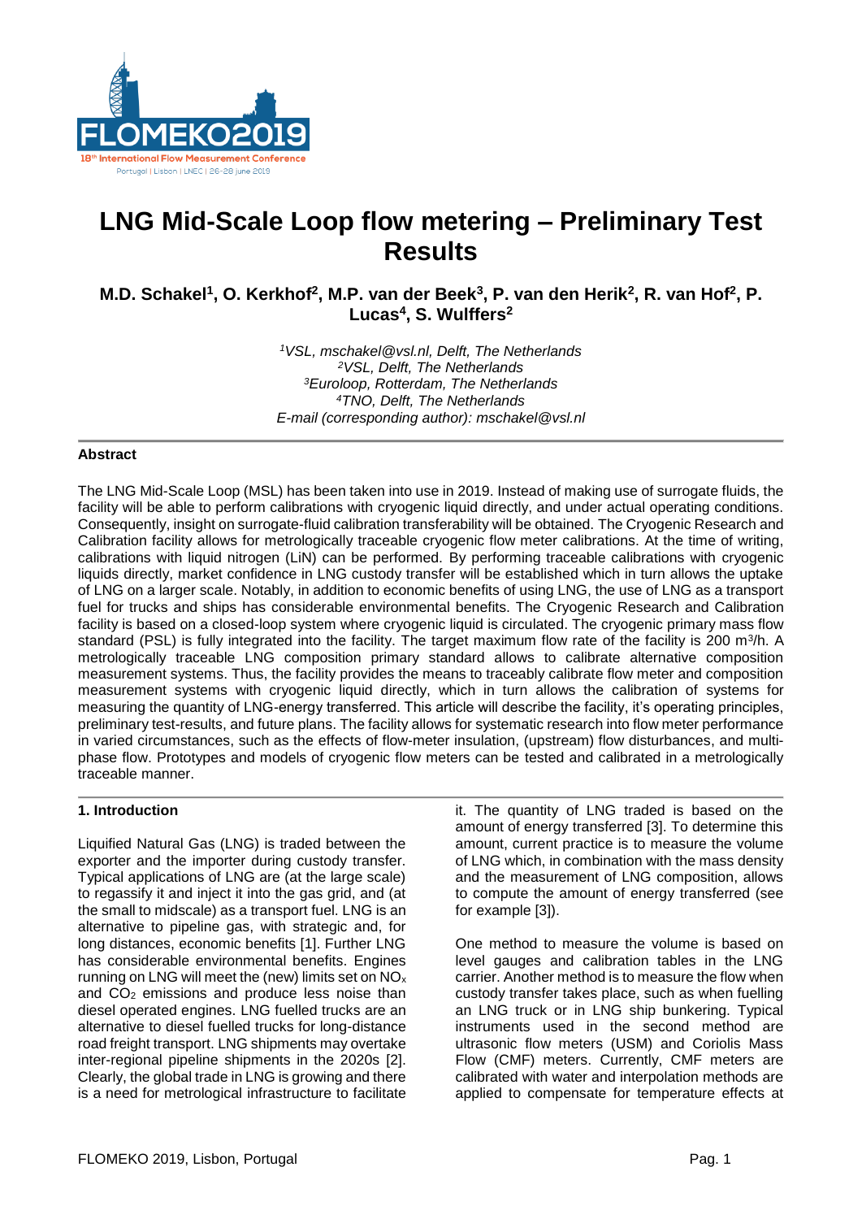# LNG Mid-Scale Loop flow metering – Preliminary Test Results

**M.D. Schakel[1], O. Kerkhof[2], M.P. van der Beek[3], P. van den Herik[2], R. van Hof[2], P. Lucas[4], S. Wulffers[2]**

*[1]VSL, mschakel@vsl.nl, Delft, The Netherlands*
*[2]VSL, Delft, The Netherlands*
*[3]Euroloop, Rotterdam, The Netherlands*
*[4]TNO, Delft, The Netherlands*
*E-mail (corresponding author): mschakel@vsl.nl*

## Abstract

The LNG Mid-Scale Loop (MSL) has been taken into use in 2019. Instead of making use of surrogate fluids, the facility will be able to perform calibrations with cryogenic liquid directly, and under actual operating conditions. Consequently, insight on surrogate-fluid calibration transferability will be obtained. The Cryogenic Research and Calibration facility allows for metrologically traceable cryogenic flow meter calibrations. At the time of writing, calibrations with liquid nitrogen (LiN) can be performed. By performing traceable calibrations with cryogenic liquids directly, market confidence in LNG custody transfer will be established which in turn allows the uptake of LNG on a larger scale. Notably, in addition to economic benefits of using LNG, the use of LNG as a transport fuel for trucks and ships has considerable environmental benefits. The Cryogenic Research and Calibration facility is based on a closed-loop system where cryogenic liquid is circulated. The cryogenic primary mass flow standard (PSL) is fully integrated into the facility. The target maximum flow rate of the facility is 200 $m^3/h$. A metrologically traceable LNG composition primary standard allows to calibrate alternative composition measurement systems. Thus, the facility provides the means to traceably calibrate flow meter and composition measurement systems with cryogenic liquid directly, which in turn allows the calibration of systems for measuring the quantity of LNG-energy transferred. This article will describe the facility, it's operating principles, preliminary test-results, and future plans. The facility allows for systematic research into flow meter performance in varied circumstances, such as the effects of flow-meter insulation, (upstream) flow disturbances, and multi-phase flow. Prototypes and models of cryogenic flow meters can be tested and calibrated in a metrologically traceable manner.

## 1. Introduction

Liquified Natural Gas (LNG) is traded between the exporter and the importer during custody transfer. Typical applications of LNG are (at the large scale) to regassify it and inject it into the gas grid, and (at the small to midscale) as a transport fuel. LNG is an alternative to pipeline gas, with strategic and, for long distances, economic benefits [1]. Further LNG has considerable environmental benefits. Engines running on LNG will meet the (new) limits set on $NO_x$ and $CO_2$ emissions and produce less noise than diesel operated engines. LNG fuelled trucks are an alternative to diesel fuelled trucks for long-distance road freight transport. LNG shipments may overtake inter-regional pipeline shipments in the 2020s [2]. Clearly, the global trade in LNG is growing and there is a need for metrological infrastructure to facilitate it. The quantity of LNG traded is based on the amount of energy transferred [3]. To determine this amount, current practice is to measure the volume of LNG which, in combination with the mass density and the measurement of LNG composition, allows to compute the amount of energy transferred (see for example [3]).

One method to measure the volume is based on level gauges and calibration tables in the LNG carrier. Another method is to measure the flow when custody transfer takes place, such as when fuelling an LNG truck or in LNG ship bunkering. Typical instruments used in the second method are ultrasonic flow meters (USM) and Coriolis Mass Flow (CMF) meters. Currently, CMF meters are calibrated with water and interpolation methods are applied to compensate for temperature effects at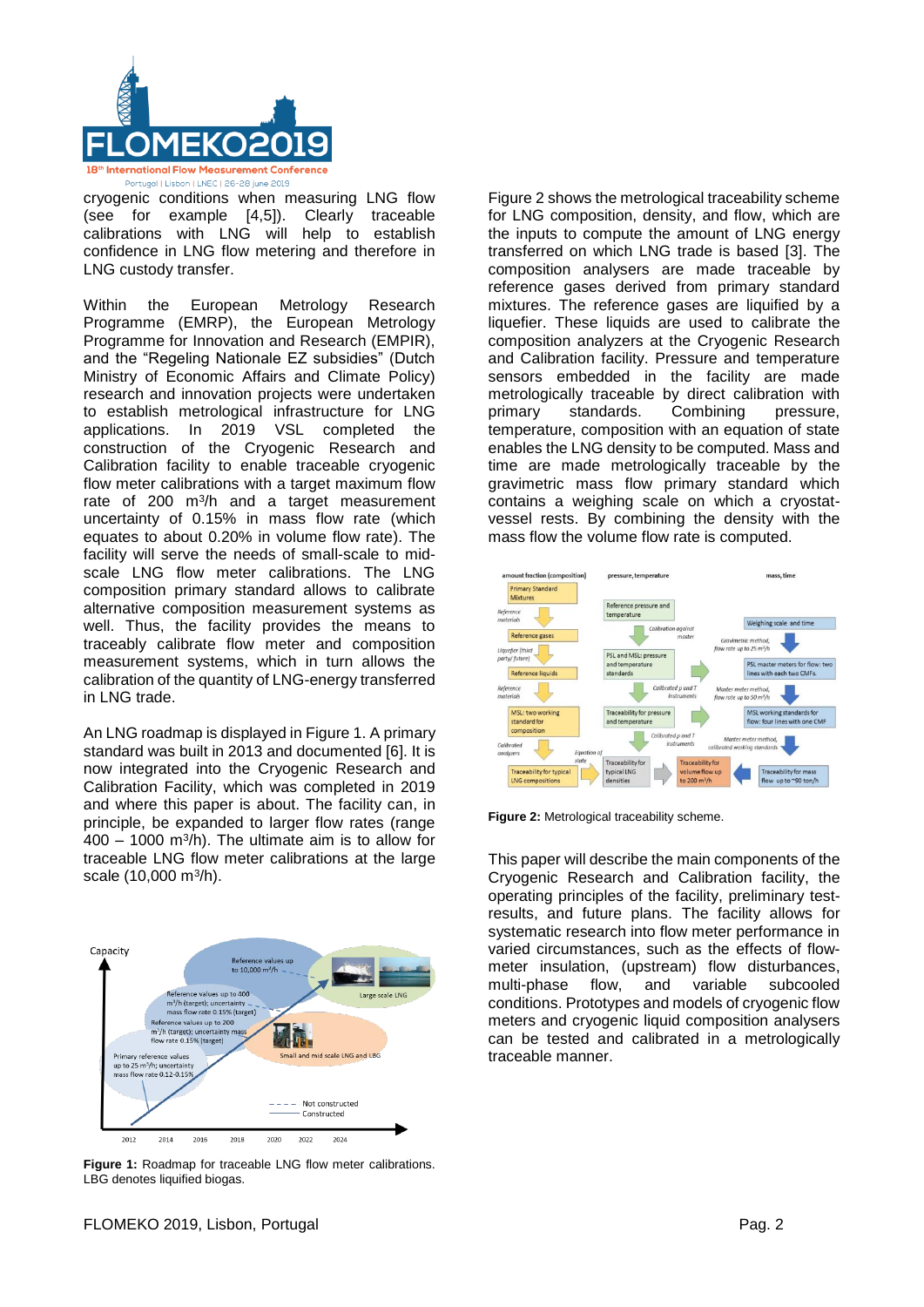cryogenic conditions when measuring LNG flow (see for example [4,5]). Clearly traceable calibrations with LNG will help to establish confidence in LNG flow metering and therefore in LNG custody transfer.

Within the European Metrology Research Programme (EMRP), the European Metrology Programme for Innovation and Research (EMPIR), and the "Regeling Nationale EZ subsidies" (Dutch Ministry of Economic Affairs and Climate Policy) research and innovation projects were undertaken to establish metrological infrastructure for LNG applications. In 2019 VSL completed the construction of the Cryogenic Research and Calibration facility to enable traceable cryogenic flow meter calibrations with a target maximum flow rate of 200 m$^3$/h and a target measurement uncertainty of 0.15% in mass flow rate (which equates to about 0.20% in volume flow rate). The facility will serve the needs of small-scale to mid-scale LNG flow meter calibrations. The LNG composition primary standard allows to calibrate alternative composition measurement systems as well. Thus, the facility provides the means to traceably calibrate flow meter and composition measurement systems, which in turn allows the calibration of the quantity of LNG-energy transferred in LNG trade.

An LNG roadmap is displayed in Figure 1. A primary standard was built in 2013 and documented [6]. It is now integrated into the Cryogenic Research and Calibration Facility, which was completed in 2019 and where this paper is about. The facility can, in principle, be expanded to larger flow rates (range 400 – 1000 m$^3$/h). The ultimate aim is to allow for traceable LNG flow meter calibrations at the large scale (10,000 m$^3$/h).

**Figure 1:** Roadmap for traceable LNG flow meter calibrations. LBG denotes liquified biogas.

Figure 2 shows the metrological traceability scheme for LNG composition, density, and flow, which are the inputs to compute the amount of LNG energy transferred on which LNG trade is based [3]. The composition analysers are made traceable by reference gases derived from primary standard mixtures. The reference gases are liquified by a liquefier. These liquids are used to calibrate the composition analyzers at the Cryogenic Research and Calibration facility. Pressure and temperature sensors embedded in the facility are made metrologically traceable by direct calibration with primary standards. Combining pressure, temperature, composition with an equation of state enables the LNG density to be computed. Mass and time are made metrologically traceable by the gravimetric mass flow primary standard which contains a weighing scale on which a cryostat-vessel rests. By combining the density with the mass flow the volume flow rate is computed.

**Figure 2:** Metrological traceability scheme.

This paper will describe the main components of the Cryogenic Research and Calibration facility, the operating principles of the facility, preliminary test-results, and future plans. The facility allows for systematic research into flow meter performance in varied circumstances, such as the effects of flow-meter insulation, (upstream) flow disturbances, multi-phase flow, and variable subcooled conditions. Prototypes and models of cryogenic flow meters and cryogenic liquid composition analysers can be tested and calibrated in a metrologically traceable manner.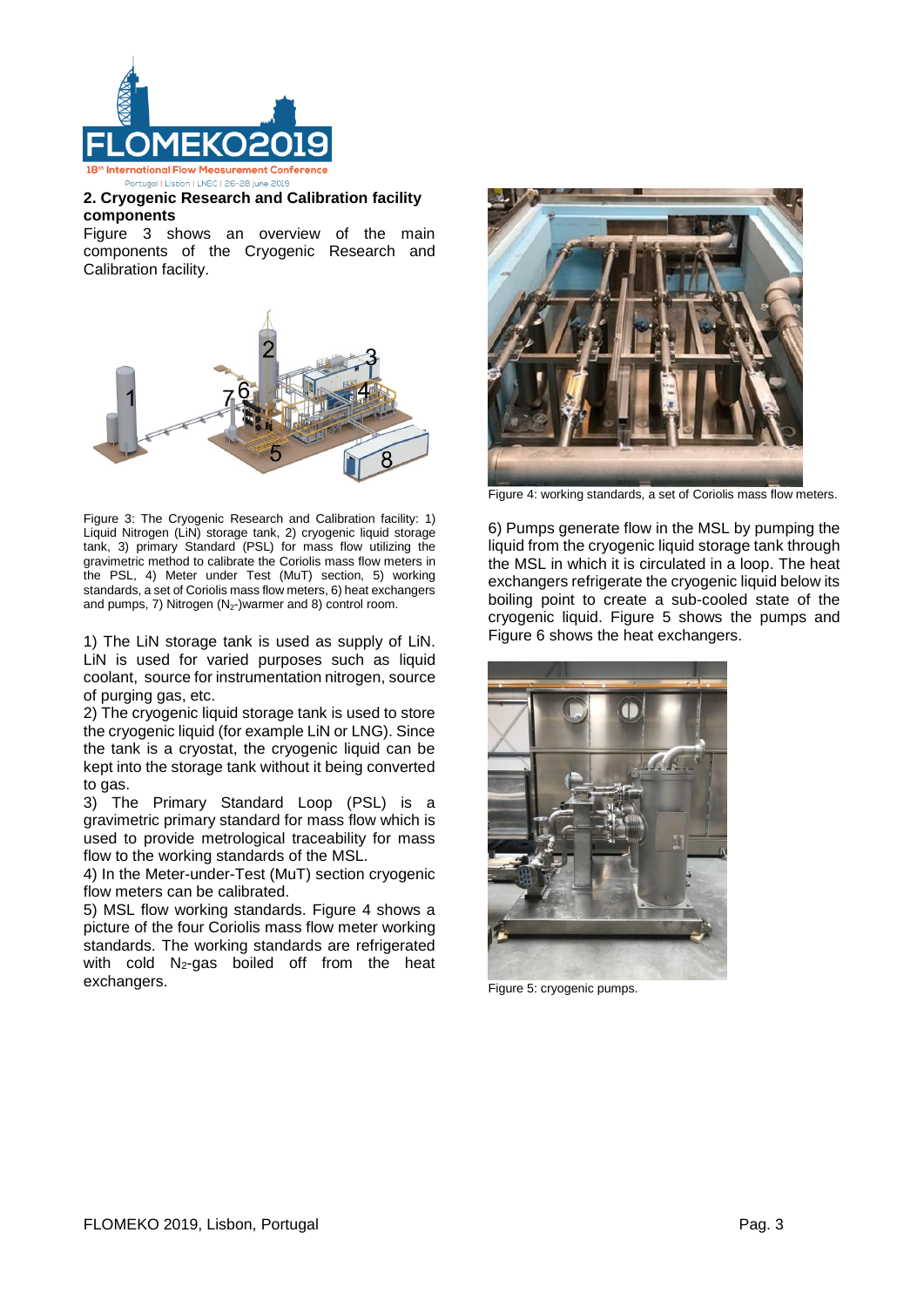## 2. Cryogenic Research and Calibration facility components

Figure 3 shows an overview of the main components of the Cryogenic Research and Calibration facility.

Figure 3: The Cryogenic Research and Calibration facility: 1) Liquid Nitrogen (LiN) storage tank, 2) cryogenic liquid storage tank, 3) primary Standard (PSL) for mass flow utilizing the gravimetric method to calibrate the Coriolis mass flow meters in the PSL, 4) Meter under Test (MuT) section, 5) working standards, a set of Coriolis mass flow meters, 6) heat exchangers and pumps, 7) Nitrogen ($N_2$-)warmer and 8) control room.

1) The LiN storage tank is used as supply of LiN. LiN is used for varied purposes such as liquid coolant, source for instrumentation nitrogen, source of purging gas, etc.

2) The cryogenic liquid storage tank is used to store the cryogenic liquid (for example LiN or LNG). Since the tank is a cryostat, the cryogenic liquid can be kept into the storage tank without it being converted to gas.

3) The Primary Standard Loop (PSL) is a gravimetric primary standard for mass flow which is used to provide metrological traceability for mass flow to the working standards of the MSL.

4) In the Meter-under-Test (MuT) section cryogenic flow meters can be calibrated.

5) MSL flow working standards. Figure 4 shows a picture of the four Coriolis mass flow meter working standards. The working standards are refrigerated with cold $N_2$-gas boiled off from the heat exchangers.

Figure 4: working standards, a set of Coriolis mass flow meters.

6) Pumps generate flow in the MSL by pumping the liquid from the cryogenic liquid storage tank through the MSL in which it is circulated in a loop. The heat exchangers refrigerate the cryogenic liquid below its boiling point to create a sub-cooled state of the cryogenic liquid. Figure 5 shows the pumps and Figure 6 shows the heat exchangers.

Figure 5: cryogenic pumps.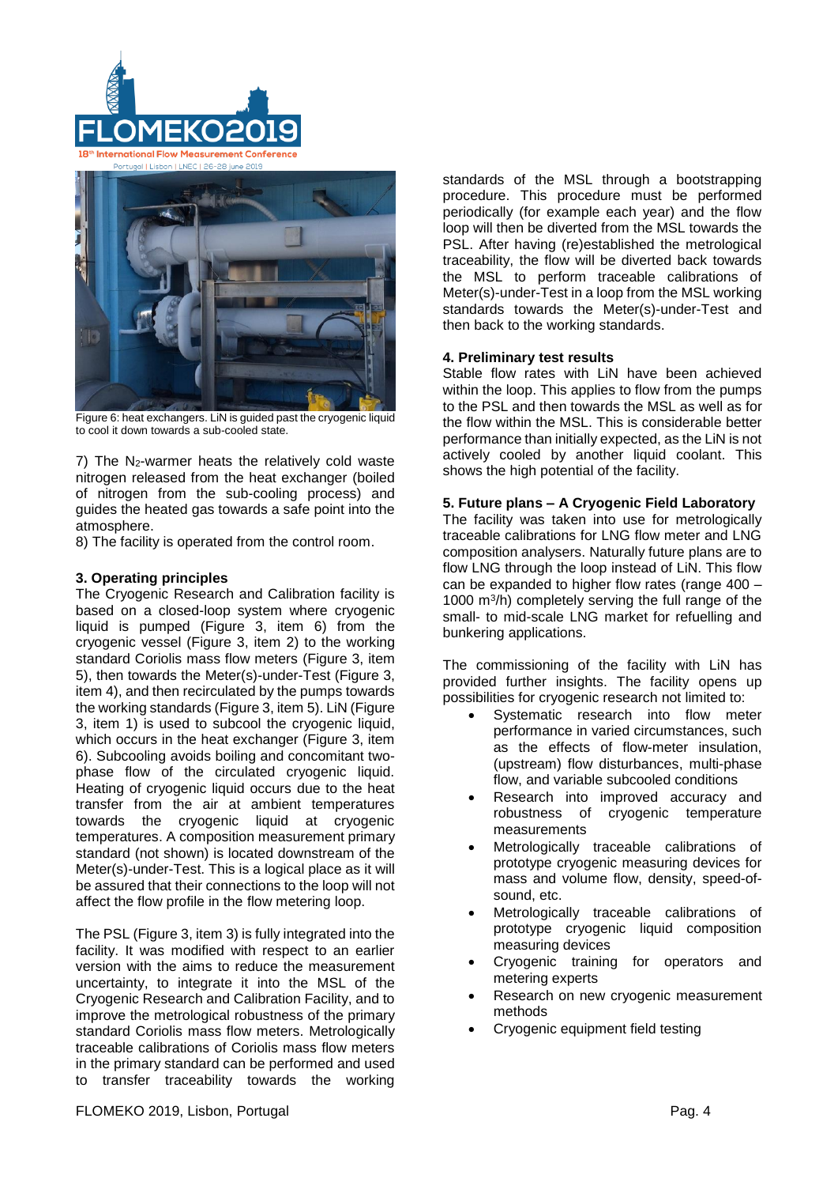Figure 6: heat exchangers. LiN is guided past the cryogenic liquid to cool it down towards a sub-cooled state.

7) The $N_2$-warmer heats the relatively cold waste nitrogen released from the heat exchanger (boiled of nitrogen from the sub-cooling process) and guides the heated gas towards a safe point into the atmosphere.
8) The facility is operated from the control room.

**3. Operating principles**

The Cryogenic Research and Calibration facility is based on a closed-loop system where cryogenic liquid is pumped (Figure 3, item 6) from the cryogenic vessel (Figure 3, item 2) to the working standard Coriolis mass flow meters (Figure 3, item 5), then towards the Meter(s)-under-Test (Figure 3, item 4), and then recirculated by the pumps towards the working standards (Figure 3, item 5). LiN (Figure 3, item 1) is used to subcool the cryogenic liquid, which occurs in the heat exchanger (Figure 3, item 6). Subcooling avoids boiling and concomitant two-phase flow of the circulated cryogenic liquid. Heating of cryogenic liquid occurs due to the heat transfer from the air at ambient temperatures towards the cryogenic liquid at cryogenic temperatures. A composition measurement primary standard (not shown) is located downstream of the Meter(s)-under-Test. This is a logical place as it will be assured that their connections to the loop will not affect the flow profile in the flow metering loop.

The PSL (Figure 3, item 3) is fully integrated into the facility. It was modified with respect to an earlier version with the aims to reduce the measurement uncertainty, to integrate it into the MSL of the Cryogenic Research and Calibration Facility, and to improve the metrological robustness of the primary standard Coriolis mass flow meters. Metrologically traceable calibrations of Coriolis mass flow meters in the primary standard can be performed and used to transfer traceability towards the working standards of the MSL through a bootstrapping procedure. This procedure must be performed periodically (for example each year) and the flow loop will then be diverted from the MSL towards the PSL. After having (re)established the metrological traceability, the flow will be diverted back towards the MSL to perform traceable calibrations of Meter(s)-under-Test in a loop from the MSL working standards towards the Meter(s)-under-Test and then back to the working standards.

**4. Preliminary test results**

Stable flow rates with LiN have been achieved within the loop. This applies to flow from the pumps to the PSL and then towards the MSL as well as for the flow within the MSL. This is considerable better performance than initially expected, as the LiN is not actively cooled by another liquid coolant. This shows the high potential of the facility.

**5. Future plans – A Cryogenic Field Laboratory**

The facility was taken into use for metrologically traceable calibrations for LNG flow meter and LNG composition analysers. Naturally future plans are to flow LNG through the loop instead of LiN. This flow can be expanded to higher flow rates (range 400 – 1000 $m^3/h$) completely serving the full range of the small- to mid-scale LNG market for refuelling and bunkering applications.

The commissioning of the facility with LiN has provided further insights. The facility opens up possibilities for cryogenic research not limited to:

- Systematic research into flow meter performance in varied circumstances, such as the effects of flow-meter insulation, (upstream) flow disturbances, multi-phase flow, and variable subcooled conditions
- Research into improved accuracy and robustness of cryogenic temperature measurements
- Metrologically traceable calibrations of prototype cryogenic measuring devices for mass and volume flow, density, speed-of-sound, etc.
- Metrologically traceable calibrations of prototype cryogenic liquid composition measuring devices
- Cryogenic training for operators and metering experts
- Research on new cryogenic measurement methods
- Cryogenic equipment field testing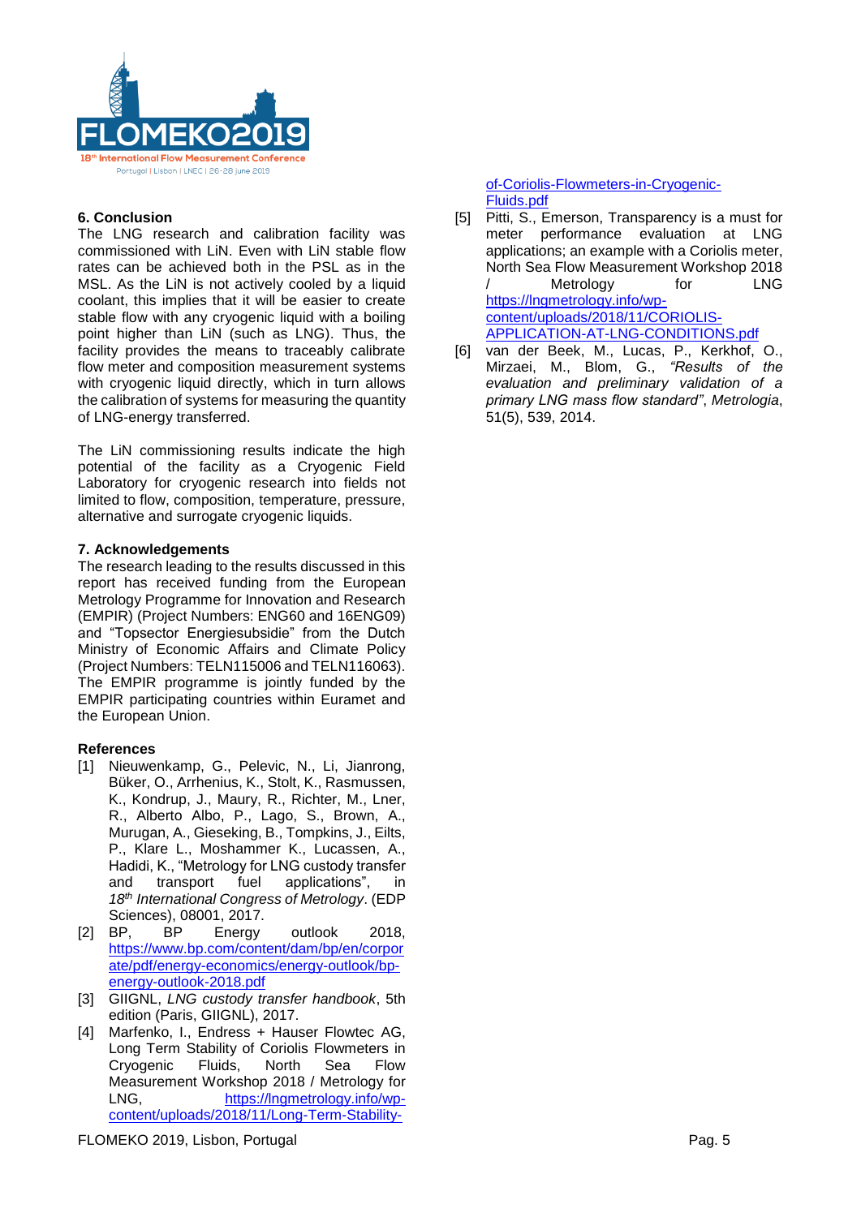## 6. Conclusion

The LNG research and calibration facility was commissioned with LiN. Even with LiN stable flow rates can be achieved both in the PSL as in the MSL. As the LiN is not actively cooled by a liquid coolant, this implies that it will be easier to create stable flow with any cryogenic liquid with a boiling point higher than LiN (such as LNG). Thus, the facility provides the means to traceably calibrate flow meter and composition measurement systems with cryogenic liquid directly, which in turn allows the calibration of systems for measuring the quantity of LNG-energy transferred.

The LiN commissioning results indicate the high potential of the facility as a Cryogenic Field Laboratory for cryogenic research into fields not limited to flow, composition, temperature, pressure, alternative and surrogate cryogenic liquids.

## 7. Acknowledgements

The research leading to the results discussed in this report has received funding from the European Metrology Programme for Innovation and Research (EMPIR) (Project Numbers: ENG60 and 16ENG09) and "Topsector Energiesubsidie" from the Dutch Ministry of Economic Affairs and Climate Policy (Project Numbers: TELN115006 and TELN116063). The EMPIR programme is jointly funded by the EMPIR participating countries within Euramet and the European Union.

## References

[1] Nieuwenkamp, G., Pelevic, N., Li, Jianrong, Büker, O., Arrhenius, K., Stolt, K., Rasmussen, K., Kondrup, J., Maury, R., Richter, M., Lner, R., Alberto Albo, P., Lago, S., Brown, A., Murugan, A., Gieseking, B., Tompkins, J., Eilts, P., Klare L., Moshammer K., Lucassen, A., Hadidi, K., "Metrology for LNG custody transfer and transport fuel applications", in *18th International Congress of Metrology*. (EDP Sciences), 08001, 2017.

[2] BP, BP Energy outlook 2018, https://www.bp.com/content/dam/bp/en/corporate/pdf/energy-economics/energy-outlook/bp-energy-outlook-2018.pdf

[3] GIIGNL, *LNG custody transfer handbook*, 5th edition (Paris, GIIGNL), 2017.

[4] Marfenko, I., Endress + Hauser Flowtec AG, Long Term Stability of Coriolis Flowmeters in Cryogenic Fluids, North Sea Flow Measurement Workshop 2018 / Metrology for LNG, https://lngmetrology.info/wp-content/uploads/2018/11/Long-Term-Stability-of-Coriolis-Flowmeters-in-Cryogenic-Fluids.pdf

[5] Pitti, S., Emerson, Transparency is a must for meter performance evaluation at LNG applications; an example with a Coriolis meter, North Sea Flow Measurement Workshop 2018 / Metrology for LNG https://lngmetrology.info/wp-content/uploads/2018/11/CORIOLIS-APPLICATION-AT-LNG-CONDITIONS.pdf

[6] van der Beek, M., Lucas, P., Kerkhof, O., Mirzaei, M., Blom, G., *"Results of the evaluation and preliminary validation of a primary LNG mass flow standard"*, *Metrologia*, 51(5), 539, 2014.